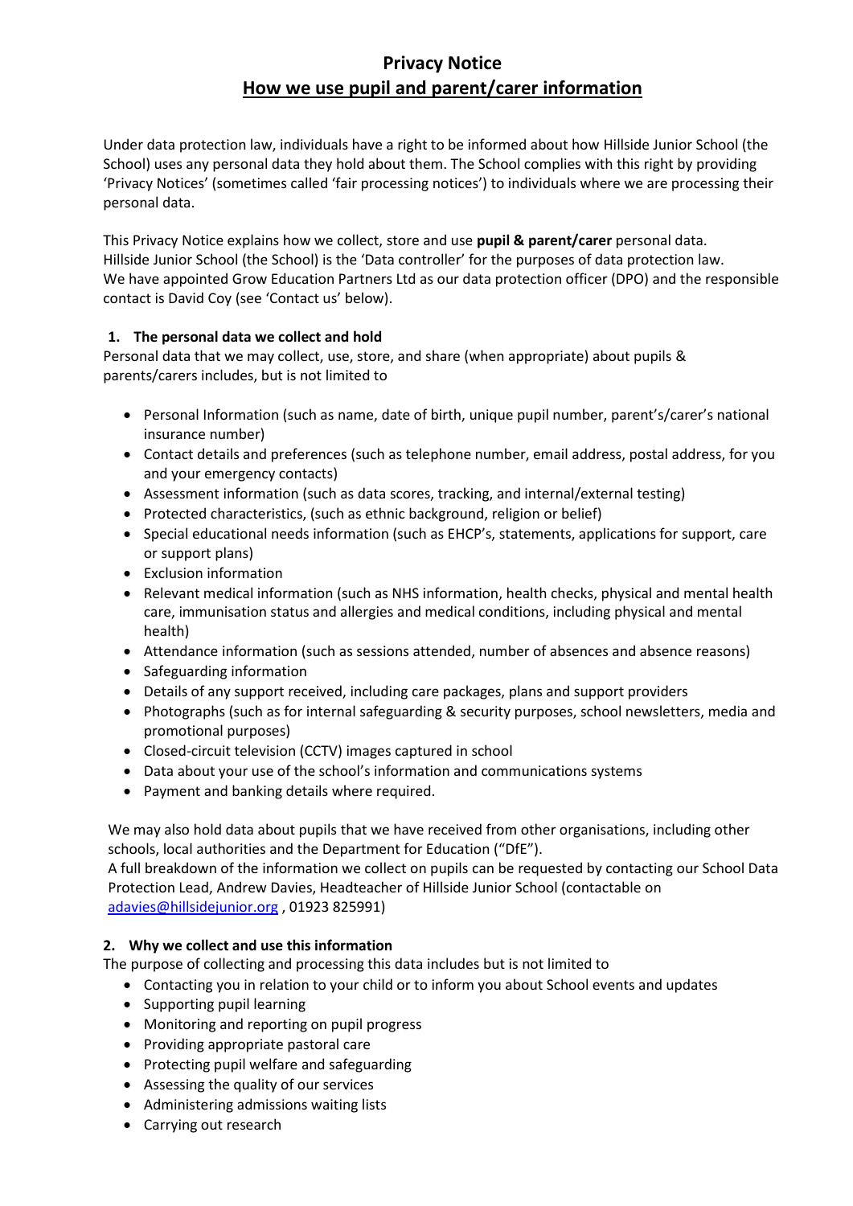# Privacy Notice

## How we use pupil and parent/carer information

Under data protection law, individuals have a right to be informed about how Hillside Junior School (the School) uses any personal data they hold about them. The School complies with this right by providing 'Privacy Notices' (sometimes called 'fair processing notices') to individuals where we are processing their personal data.

This Privacy Notice explains how we collect, store and use **pupil & parent/carer** personal data.
Hillside Junior School (the School) is the 'Data controller' for the purposes of data protection law.
We have appointed Grow Education Partners Ltd as our data protection officer (DPO) and the responsible contact is David Coy (see 'Contact us' below).

### 1. The personal data we collect and hold

Personal data that we may collect, use, store, and share (when appropriate) about pupils & parents/carers includes, but is not limited to

- Personal Information (such as name, date of birth, unique pupil number, parent's/carer's national insurance number)
- Contact details and preferences (such as telephone number, email address, postal address, for you and your emergency contacts)
- Assessment information (such as data scores, tracking, and internal/external testing)
- Protected characteristics, (such as ethnic background, religion or belief)
- Special educational needs information (such as EHCP's, statements, applications for support, care or support plans)
- Exclusion information
- Relevant medical information (such as NHS information, health checks, physical and mental health care, immunisation status and allergies and medical conditions, including physical and mental health)
- Attendance information (such as sessions attended, number of absences and absence reasons)
- Safeguarding information
- Details of any support received, including care packages, plans and support providers
- Photographs (such as for internal safeguarding & security purposes, school newsletters, media and promotional purposes)
- Closed-circuit television (CCTV) images captured in school
- Data about your use of the school's information and communications systems
- Payment and banking details where required.

We may also hold data about pupils that we have received from other organisations, including other schools, local authorities and the Department for Education ("DfE").
A full breakdown of the information we collect on pupils can be requested by contacting our School Data Protection Lead, Andrew Davies, Headteacher of Hillside Junior School (contactable on adavies@hillsidejunior.org , 01923 825991)

### 2. Why we collect and use this information

The purpose of collecting and processing this data includes but is not limited to

- Contacting you in relation to your child or to inform you about School events and updates
- Supporting pupil learning
- Monitoring and reporting on pupil progress
- Providing appropriate pastoral care
- Protecting pupil welfare and safeguarding
- Assessing the quality of our services
- Administering admissions waiting lists
- Carrying out research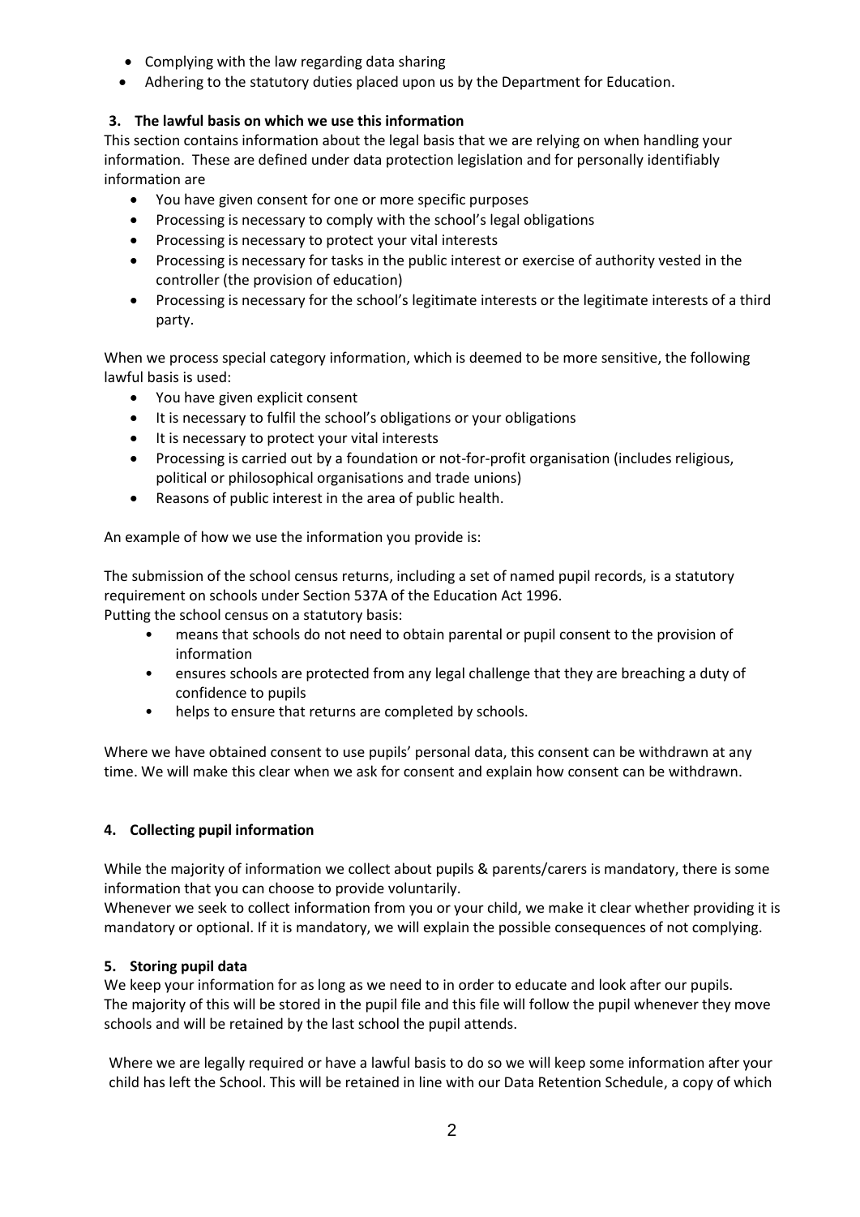- Complying with the law regarding data sharing
- Adhering to the statutory duties placed upon us by the Department for Education.

### 3. The lawful basis on which we use this information

This section contains information about the legal basis that we are relying on when handling your information. These are defined under data protection legislation and for personally identifiably information are

- You have given consent for one or more specific purposes
- Processing is necessary to comply with the school's legal obligations
- Processing is necessary to protect your vital interests
- Processing is necessary for tasks in the public interest or exercise of authority vested in the controller (the provision of education)
- Processing is necessary for the school's legitimate interests or the legitimate interests of a third party.

When we process special category information, which is deemed to be more sensitive, the following lawful basis is used:

- You have given explicit consent
- It is necessary to fulfil the school's obligations or your obligations
- It is necessary to protect your vital interests
- Processing is carried out by a foundation or not-for-profit organisation (includes religious, political or philosophical organisations and trade unions)
- Reasons of public interest in the area of public health.

An example of how we use the information you provide is:

The submission of the school census returns, including a set of named pupil records, is a statutory requirement on schools under Section 537A of the Education Act 1996.
Putting the school census on a statutory basis:

- means that schools do not need to obtain parental or pupil consent to the provision of information
- ensures schools are protected from any legal challenge that they are breaching a duty of confidence to pupils
- helps to ensure that returns are completed by schools.

Where we have obtained consent to use pupils' personal data, this consent can be withdrawn at any time. We will make this clear when we ask for consent and explain how consent can be withdrawn.

### 4. Collecting pupil information

While the majority of information we collect about pupils & parents/carers is mandatory, there is some information that you can choose to provide voluntarily.
Whenever we seek to collect information from you or your child, we make it clear whether providing it is mandatory or optional. If it is mandatory, we will explain the possible consequences of not complying.

### 5. Storing pupil data

We keep your information for as long as we need to in order to educate and look after our pupils.
The majority of this will be stored in the pupil file and this file will follow the pupil whenever they move schools and will be retained by the last school the pupil attends.

Where we are legally required or have a lawful basis to do so we will keep some information after your child has left the School. This will be retained in line with our Data Retention Schedule, a copy of which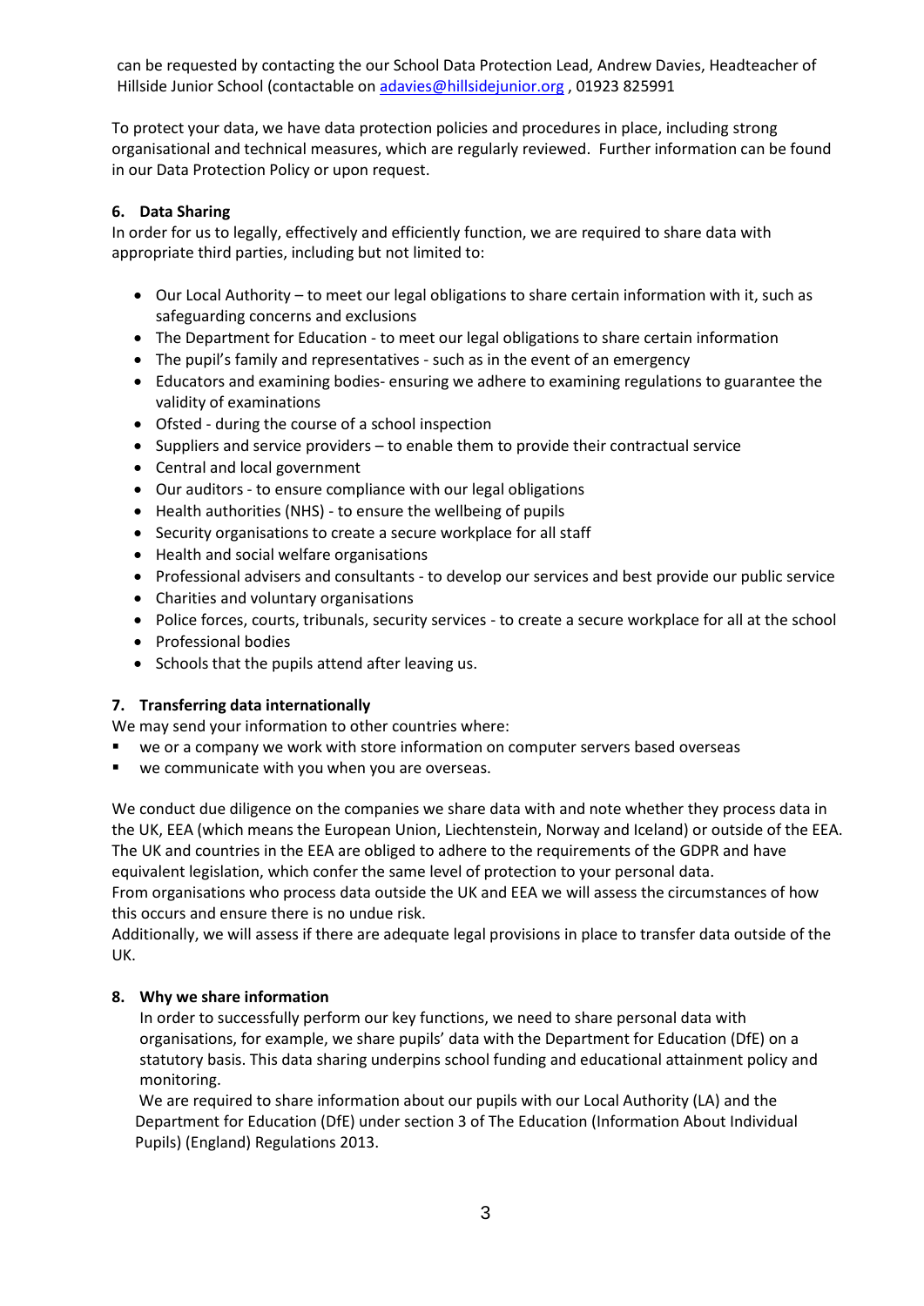can be requested by contacting the our School Data Protection Lead, Andrew Davies, Headteacher of Hillside Junior School (contactable on [adavies@hillsidejunior.org](mailto:adavies@hillsidejunior.org) , 01923 825991

To protect your data, we have data protection policies and procedures in place, including strong organisational and technical measures, which are regularly reviewed. Further information can be found in our Data Protection Policy or upon request.

## 6. Data Sharing

In order for us to legally, effectively and efficiently function, we are required to share data with appropriate third parties, including but not limited to:

- Our Local Authority – to meet our legal obligations to share certain information with it, such as safeguarding concerns and exclusions
- The Department for Education - to meet our legal obligations to share certain information
- The pupil's family and representatives - such as in the event of an emergency
- Educators and examining bodies- ensuring we adhere to examining regulations to guarantee the validity of examinations
- Ofsted - during the course of a school inspection
- Suppliers and service providers – to enable them to provide their contractual service
- Central and local government
- Our auditors - to ensure compliance with our legal obligations
- Health authorities (NHS) - to ensure the wellbeing of pupils
- Security organisations to create a secure workplace for all staff
- Health and social welfare organisations
- Professional advisers and consultants - to develop our services and best provide our public service
- Charities and voluntary organisations
- Police forces, courts, tribunals, security services - to create a secure workplace for all at the school
- Professional bodies
- Schools that the pupils attend after leaving us.

## 7. Transferring data internationally

We may send your information to other countries where:

- we or a company we work with store information on computer servers based overseas
- we communicate with you when you are overseas.

We conduct due diligence on the companies we share data with and note whether they process data in the UK, EEA (which means the European Union, Liechtenstein, Norway and Iceland) or outside of the EEA. The UK and countries in the EEA are obliged to adhere to the requirements of the GDPR and have equivalent legislation, which confer the same level of protection to your personal data.
From organisations who process data outside the UK and EEA we will assess the circumstances of how this occurs and ensure there is no undue risk.
Additionally, we will assess if there are adequate legal provisions in place to transfer data outside of the UK.

## 8. Why we share information

In order to successfully perform our key functions, we need to share personal data with organisations, for example, we share pupils' data with the Department for Education (DfE) on a statutory basis. This data sharing underpins school funding and educational attainment policy and monitoring.

We are required to share information about our pupils with our Local Authority (LA) and the Department for Education (DfE) under section 3 of The Education (Information About Individual Pupils) (England) Regulations 2013.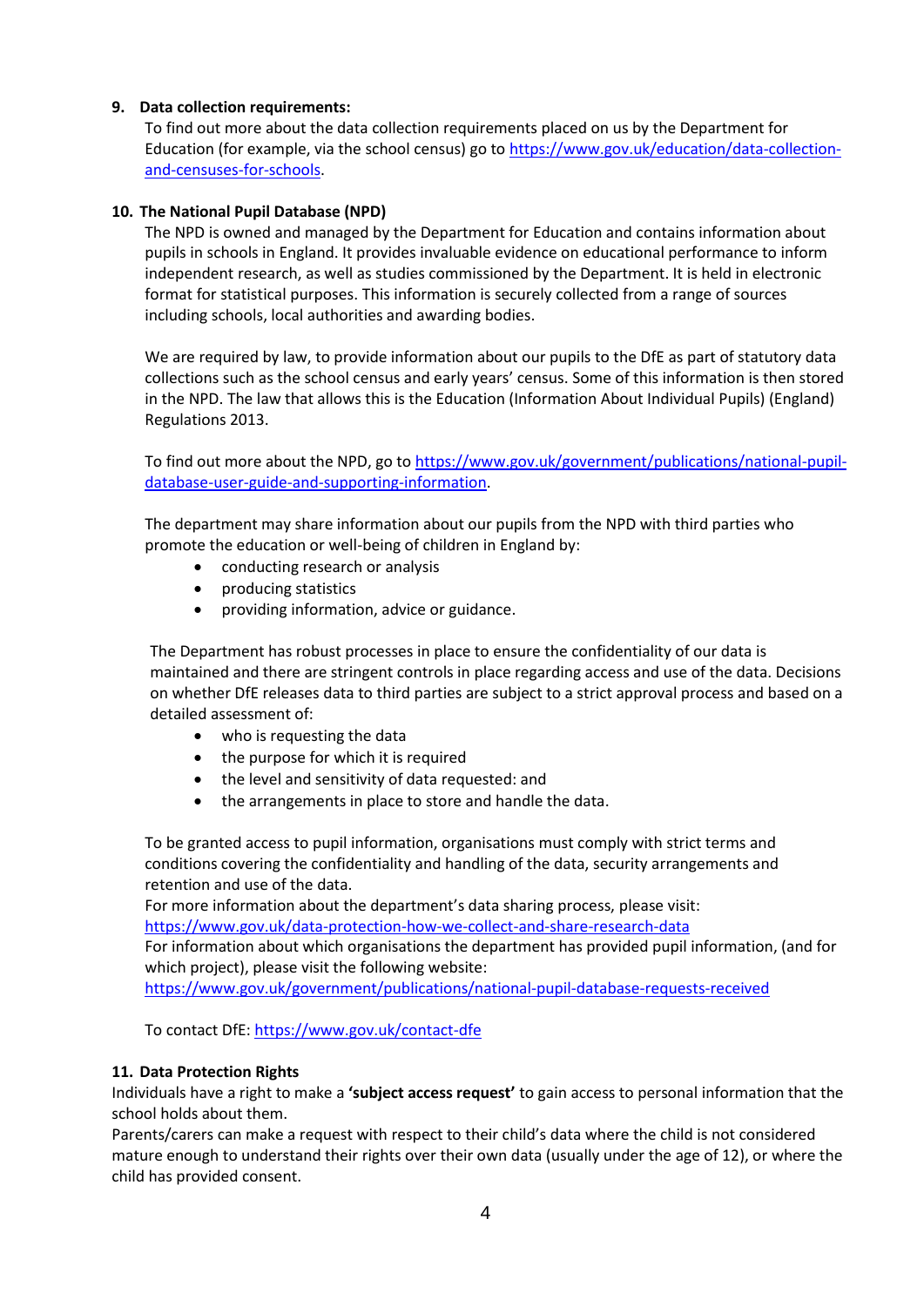## 9. Data collection requirements:

To find out more about the data collection requirements placed on us by the Department for Education (for example, via the school census) go to https://www.gov.uk/education/data-collection-and-censuses-for-schools.

## 10. The National Pupil Database (NPD)

The NPD is owned and managed by the Department for Education and contains information about pupils in schools in England. It provides invaluable evidence on educational performance to inform independent research, as well as studies commissioned by the Department. It is held in electronic format for statistical purposes. This information is securely collected from a range of sources including schools, local authorities and awarding bodies.

We are required by law, to provide information about our pupils to the DfE as part of statutory data collections such as the school census and early years' census. Some of this information is then stored in the NPD. The law that allows this is the Education (Information About Individual Pupils) (England) Regulations 2013.

To find out more about the NPD, go to https://www.gov.uk/government/publications/national-pupil-database-user-guide-and-supporting-information.

The department may share information about our pupils from the NPD with third parties who promote the education or well-being of children in England by:

- conducting research or analysis
- producing statistics
- providing information, advice or guidance.

The Department has robust processes in place to ensure the confidentiality of our data is maintained and there are stringent controls in place regarding access and use of the data. Decisions on whether DfE releases data to third parties are subject to a strict approval process and based on a detailed assessment of:

- who is requesting the data
- the purpose for which it is required
- the level and sensitivity of data requested: and
- the arrangements in place to store and handle the data.

To be granted access to pupil information, organisations must comply with strict terms and conditions covering the confidentiality and handling of the data, security arrangements and retention and use of the data.
For more information about the department's data sharing process, please visit:
https://www.gov.uk/data-protection-how-we-collect-and-share-research-data
For information about which organisations the department has provided pupil information, (and for which project), please visit the following website:
https://www.gov.uk/government/publications/national-pupil-database-requests-received

To contact DfE: https://www.gov.uk/contact-dfe

## 11. Data Protection Rights

Individuals have a right to make a **'subject access request'** to gain access to personal information that the school holds about them.
Parents/carers can make a request with respect to their child's data where the child is not considered mature enough to understand their rights over their own data (usually under the age of 12), or where the child has provided consent.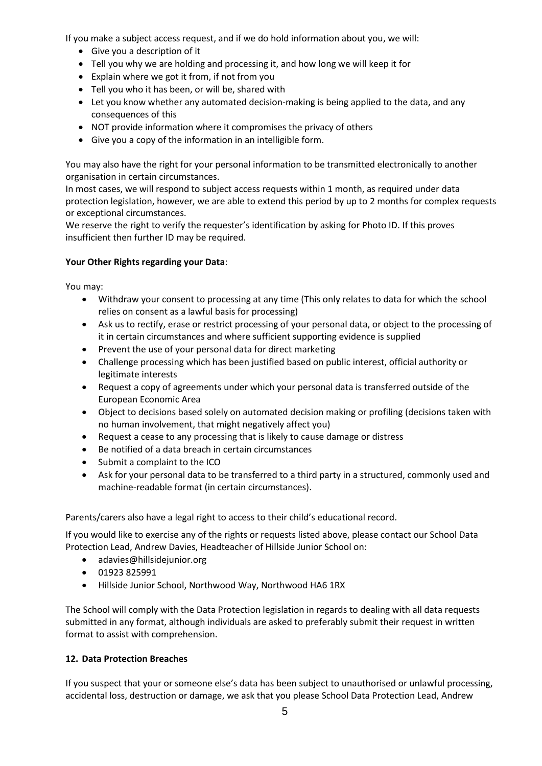If you make a subject access request, and if we do hold information about you, we will:

- Give you a description of it
- Tell you why we are holding and processing it, and how long we will keep it for
- Explain where we got it from, if not from you
- Tell you who it has been, or will be, shared with
- Let you know whether any automated decision-making is being applied to the data, and any consequences of this
- NOT provide information where it compromises the privacy of others
- Give you a copy of the information in an intelligible form.

You may also have the right for your personal information to be transmitted electronically to another organisation in certain circumstances.

In most cases, we will respond to subject access requests within 1 month, as required under data protection legislation, however, we are able to extend this period by up to 2 months for complex requests or exceptional circumstances.

We reserve the right to verify the requester's identification by asking for Photo ID. If this proves insufficient then further ID may be required.

**Your Other Rights regarding your Data**:

You may:

- Withdraw your consent to processing at any time (This only relates to data for which the school relies on consent as a lawful basis for processing)
- Ask us to rectify, erase or restrict processing of your personal data, or object to the processing of it in certain circumstances and where sufficient supporting evidence is supplied
- Prevent the use of your personal data for direct marketing
- Challenge processing which has been justified based on public interest, official authority or legitimate interests
- Request a copy of agreements under which your personal data is transferred outside of the European Economic Area
- Object to decisions based solely on automated decision making or profiling (decisions taken with no human involvement, that might negatively affect you)
- Request a cease to any processing that is likely to cause damage or distress
- Be notified of a data breach in certain circumstances
- Submit a complaint to the ICO
- Ask for your personal data to be transferred to a third party in a structured, commonly used and machine-readable format (in certain circumstances).

Parents/carers also have a legal right to access to their child's educational record.

If you would like to exercise any of the rights or requests listed above, please contact our School Data Protection Lead, Andrew Davies, Headteacher of Hillside Junior School on:

- adavies@hillsidejunior.org
- 01923 825991
- Hillside Junior School, Northwood Way, Northwood HA6 1RX

The School will comply with the Data Protection legislation in regards to dealing with all data requests submitted in any format, although individuals are asked to preferably submit their request in written format to assist with comprehension.

**12. Data Protection Breaches**

If you suspect that your or someone else's data has been subject to unauthorised or unlawful processing, accidental loss, destruction or damage, we ask that you please School Data Protection Lead, Andrew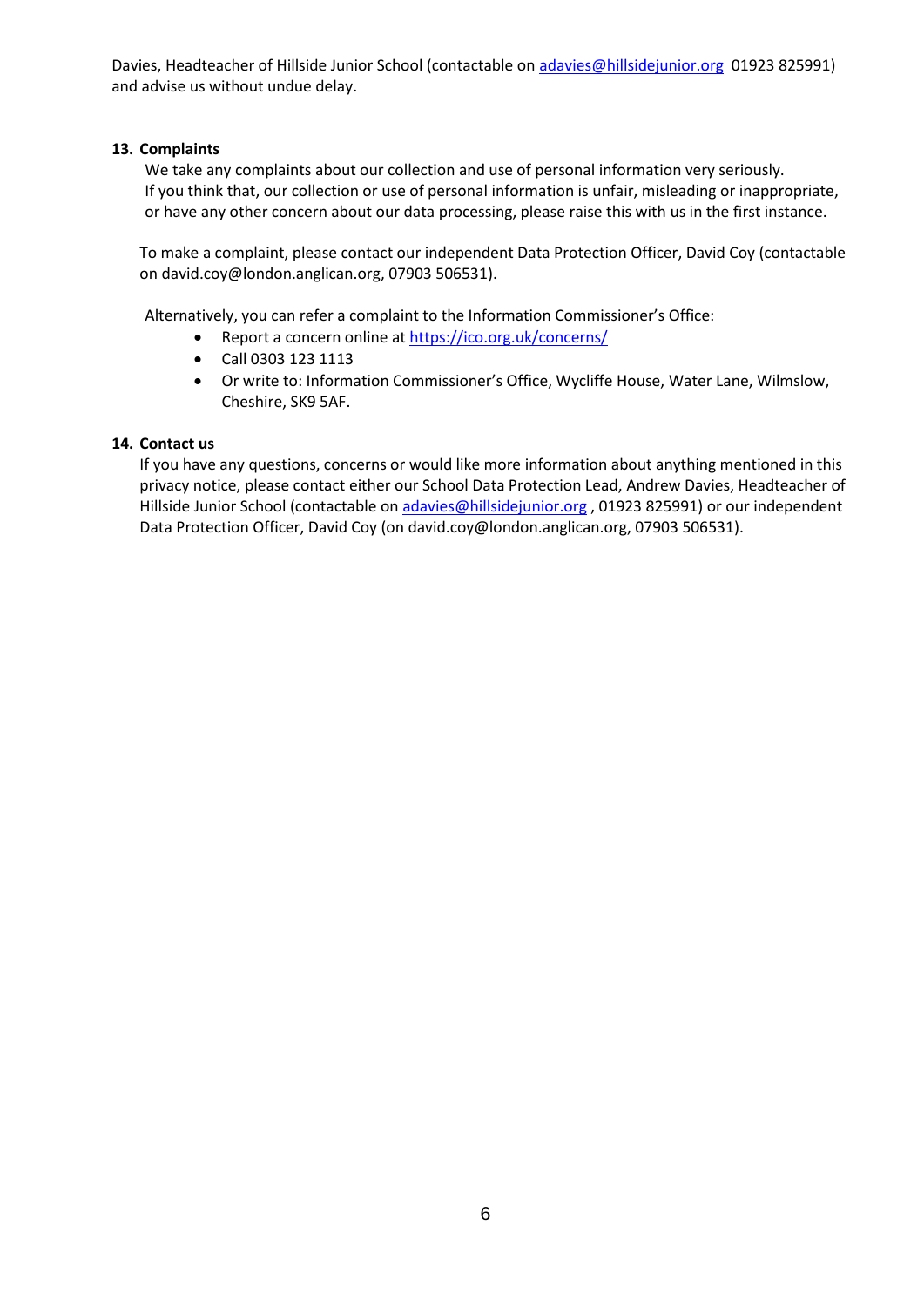Davies, Headteacher of Hillside Junior School (contactable on adavies@hillsidejunior.org 01923 825991) and advise us without undue delay.

## 13. Complaints

We take any complaints about our collection and use of personal information very seriously. If you think that, our collection or use of personal information is unfair, misleading or inappropriate, or have any other concern about our data processing, please raise this with us in the first instance.

To make a complaint, please contact our independent Data Protection Officer, David Coy (contactable on david.coy@london.anglican.org, 07903 506531).

Alternatively, you can refer a complaint to the Information Commissioner's Office:

- Report a concern online at https://ico.org.uk/concerns/
- Call 0303 123 1113
- Or write to: Information Commissioner's Office, Wycliffe House, Water Lane, Wilmslow, Cheshire, SK9 5AF.

## 14. Contact us

If you have any questions, concerns or would like more information about anything mentioned in this privacy notice, please contact either our School Data Protection Lead, Andrew Davies, Headteacher of Hillside Junior School (contactable on adavies@hillsidejunior.org , 01923 825991) or our independent Data Protection Officer, David Coy (on david.coy@london.anglican.org, 07903 506531).